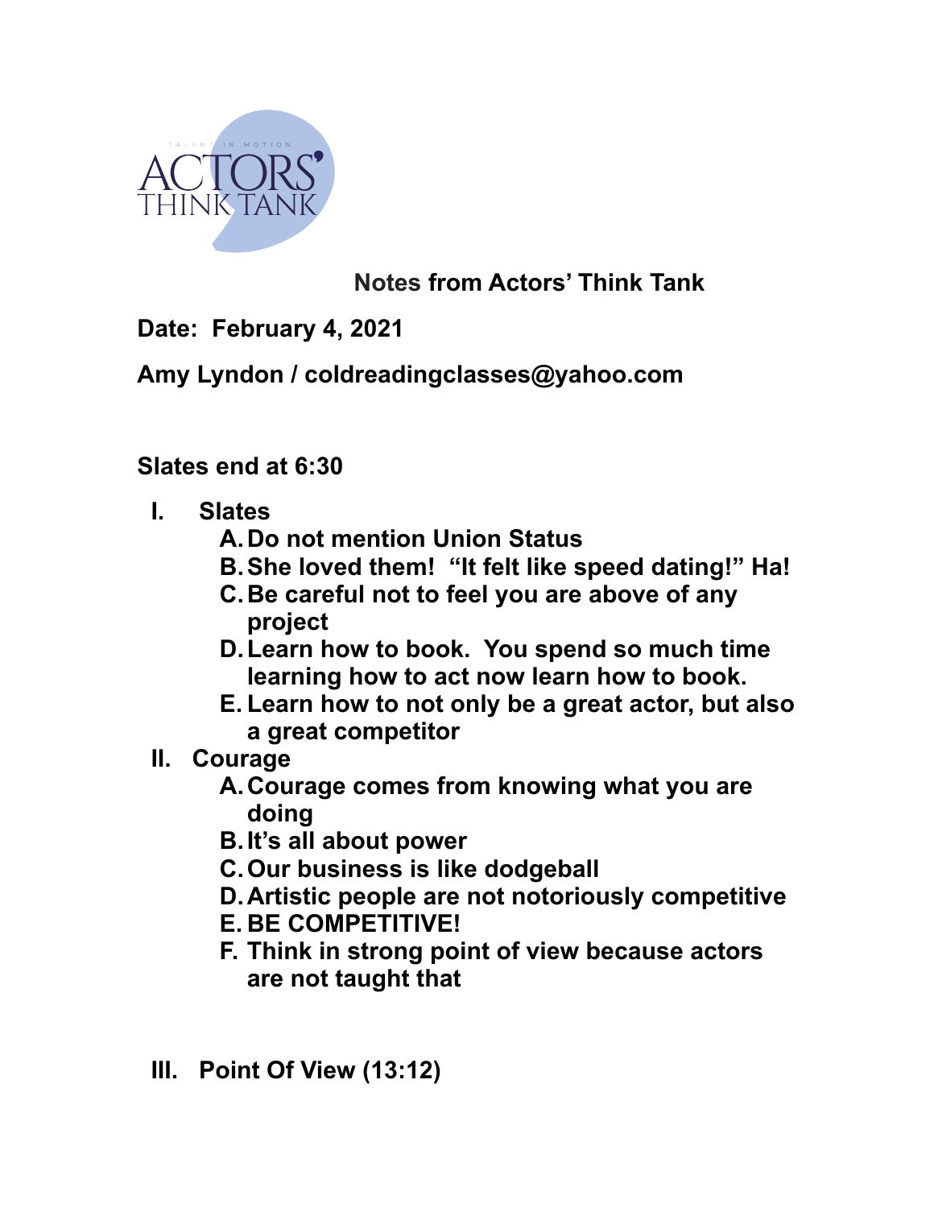# Notes from Actors' Think Tank

**Date: February 4, 2021**

**Amy Lyndon / coldreadingclasses@yahoo.com**

**Slates end at 6:30**

I. **Slates**
   A. Do not mention Union Status
   B. She loved them! "It felt like speed dating!" Ha!
   C. Be careful not to feel you are above of any project
   D. Learn how to book. You spend so much time learning how to act now learn how to book.
   E. Learn how to not only be a great actor, but also a great competitor

II. **Courage**
   A. Courage comes from knowing what you are doing
   B. It's all about power
   C. Our business is like dodgeball
   D. Artistic people are not notoriously competitive
   E. BE COMPETITIVE!
   F. Think in strong point of view because actors are not taught that

III. **Point Of View (13:12)**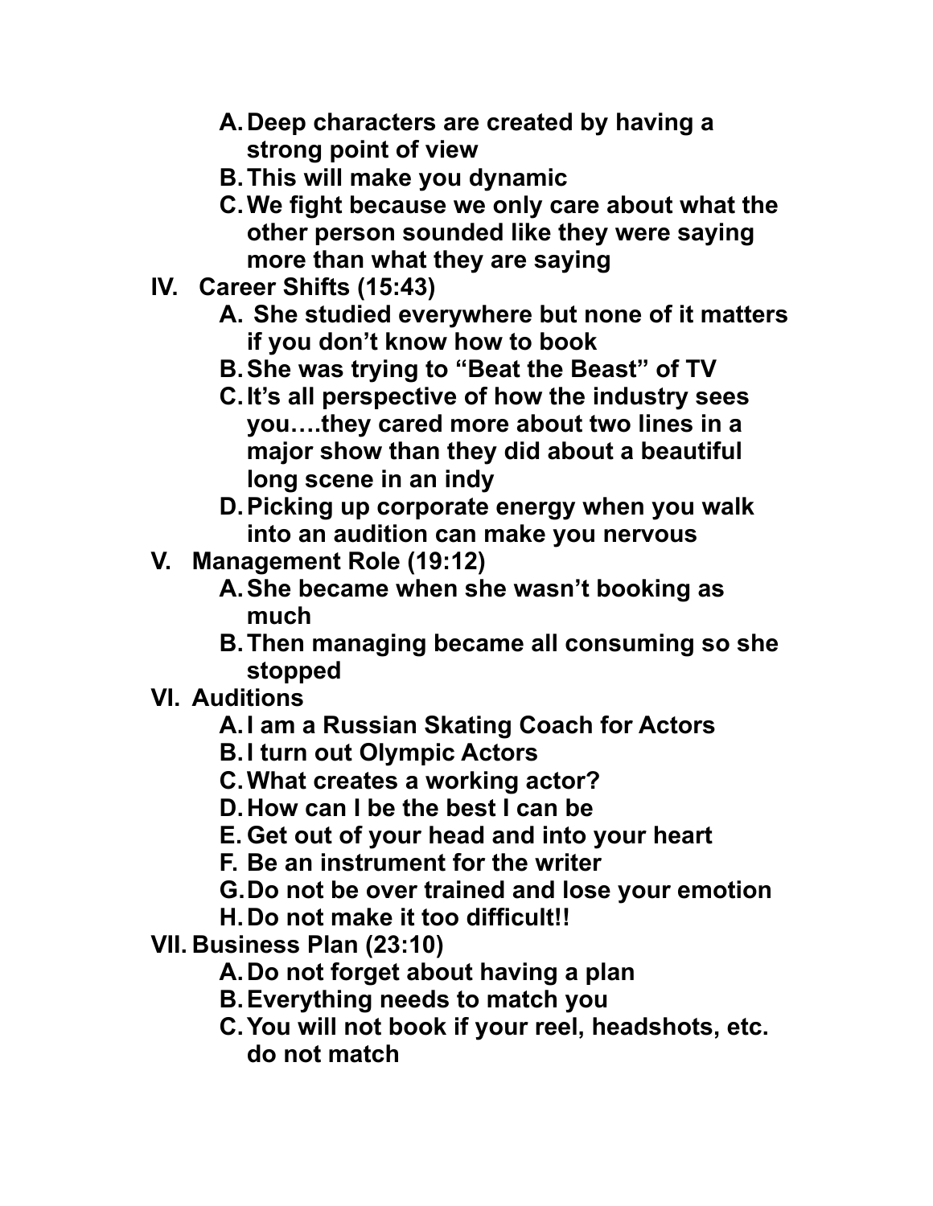A. Deep characters are created by having a strong point of view
B. This will make you dynamic
C. We fight because we only care about what the other person sounded like they were saying more than what they are saying

IV. Career Shifts (15:43)
A. She studied everywhere but none of it matters if you don't know how to book
B. She was trying to "Beat the Beast" of TV
C. It's all perspective of how the industry sees you….they cared more about two lines in a major show than they did about a beautiful long scene in an indy
D. Picking up corporate energy when you walk into an audition can make you nervous

V. Management Role (19:12)
A. She became when she wasn't booking as much
B. Then managing became all consuming so she stopped

VI. Auditions
A. I am a Russian Skating Coach for Actors
B. I turn out Olympic Actors
C. What creates a working actor?
D. How can I be the best I can be
E. Get out of your head and into your heart
F. Be an instrument for the writer
G. Do not be over trained and lose your emotion
H. Do not make it too difficult!!

VII. Business Plan (23:10)
A. Do not forget about having a plan
B. Everything needs to match you
C. You will not book if your reel, headshots, etc. do not match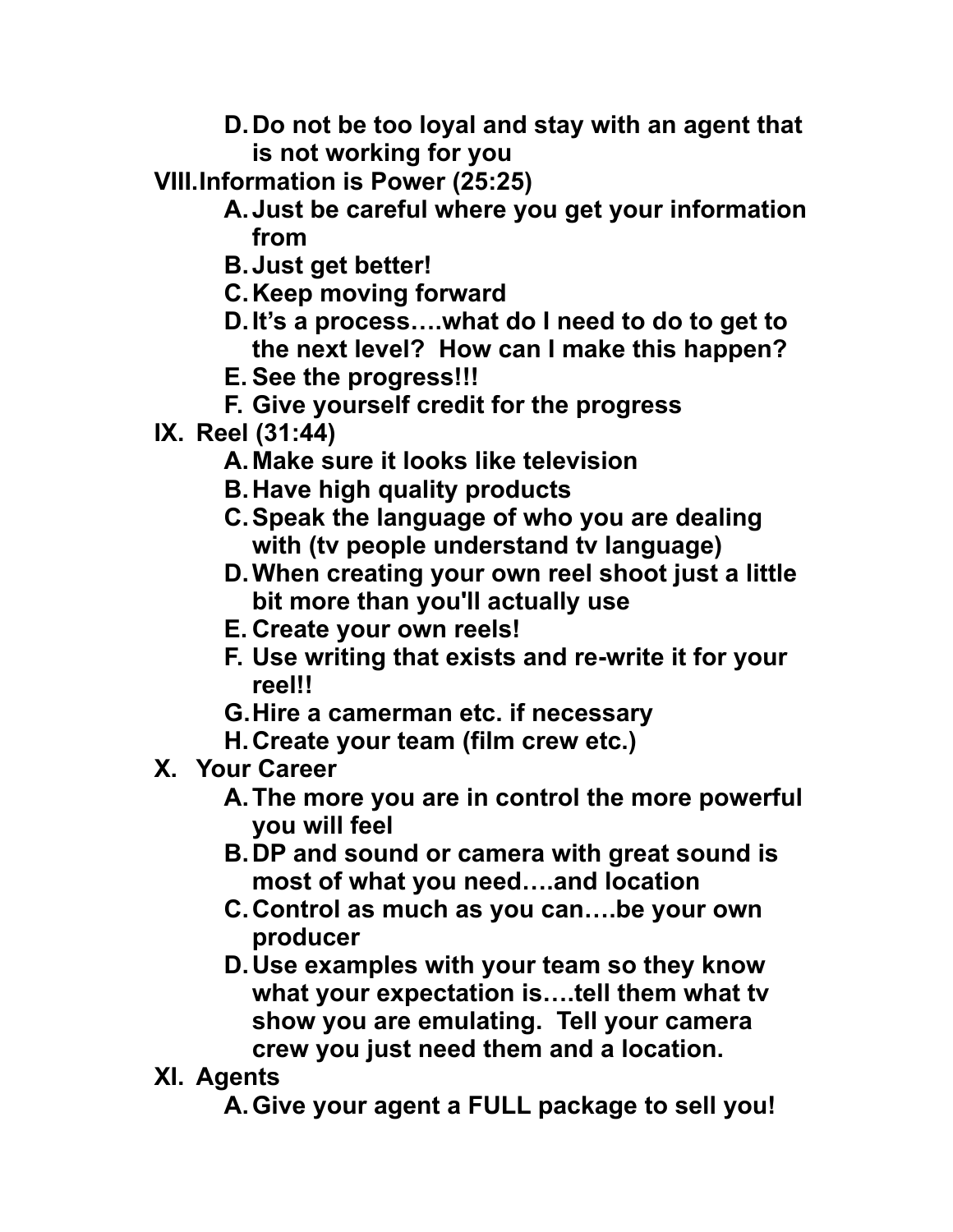D. Do not be too loyal and stay with an agent that is not working for you

VIII. Information is Power (25:25)

A. Just be careful where you get your information from
B. Just get better!
C. Keep moving forward
D. It's a process….what do I need to do to get to the next level? How can I make this happen?
E. See the progress!!!
F. Give yourself credit for the progress

IX. Reel (31:44)

A. Make sure it looks like television
B. Have high quality products
C. Speak the language of who you are dealing with (tv people understand tv language)
D. When creating your own reel shoot just a little bit more than you'll actually use
E. Create your own reels!
F. Use writing that exists and re-write it for your reel!!
G. Hire a camerman etc. if necessary
H. Create your team (film crew etc.)

X. Your Career

A. The more you are in control the more powerful you will feel
B. DP and sound or camera with great sound is most of what you need….and location
C. Control as much as you can….be your own producer
D. Use examples with your team so they know what your expectation is….tell them what tv show you are emulating. Tell your camera crew you just need them and a location.

XI. Agents

A. Give your agent a FULL package to sell you!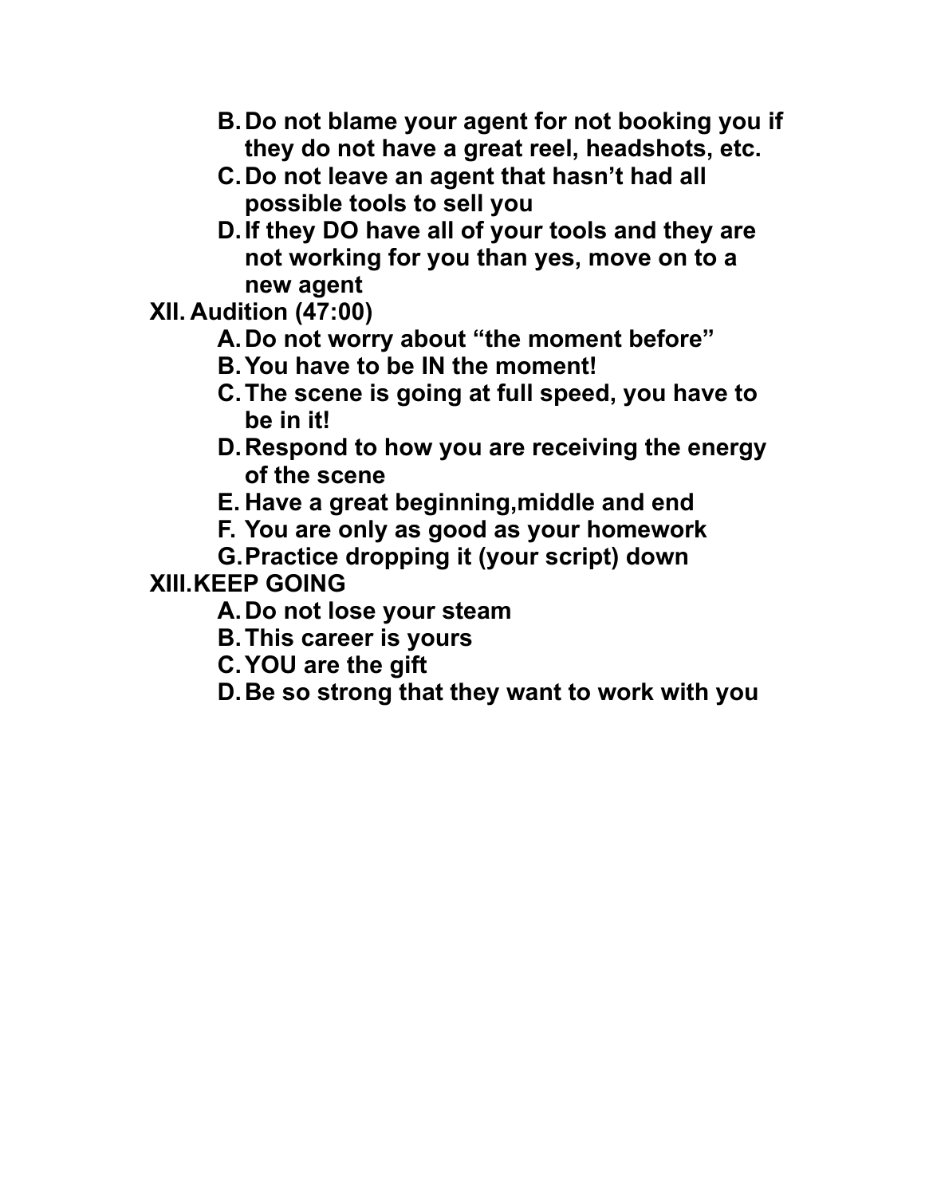B. **Do not blame your agent for not booking you if they do not have a great reel, headshots, etc.**
C. **Do not leave an agent that hasn't had all possible tools to sell you**
D. **If they DO have all of your tools and they are not working for you than yes, move on to a new agent**

**XII. Audition (47:00)**

A. **Do not worry about "the moment before"**
B. **You have to be IN the moment!**
C. **The scene is going at full speed, you have to be in it!**
D. **Respond to how you are receiving the energy of the scene**
E. **Have a great beginning,middle and end**
F. **You are only as good as your homework**
G. **Practice dropping it (your script) down**

**XIII. KEEP GOING**

A. **Do not lose your steam**
B. **This career is yours**
C. **YOU are the gift**
D. **Be so strong that they want to work with you**